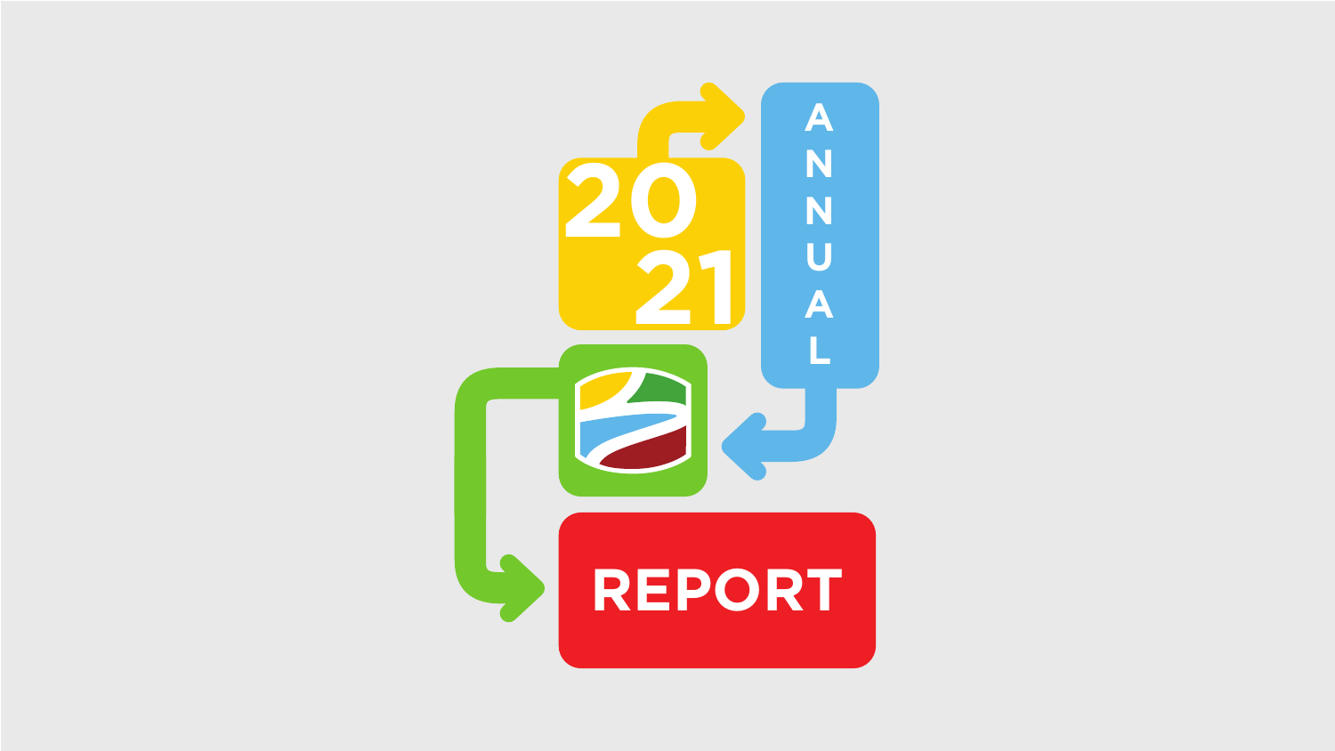# 2021 ANNUAL REPORT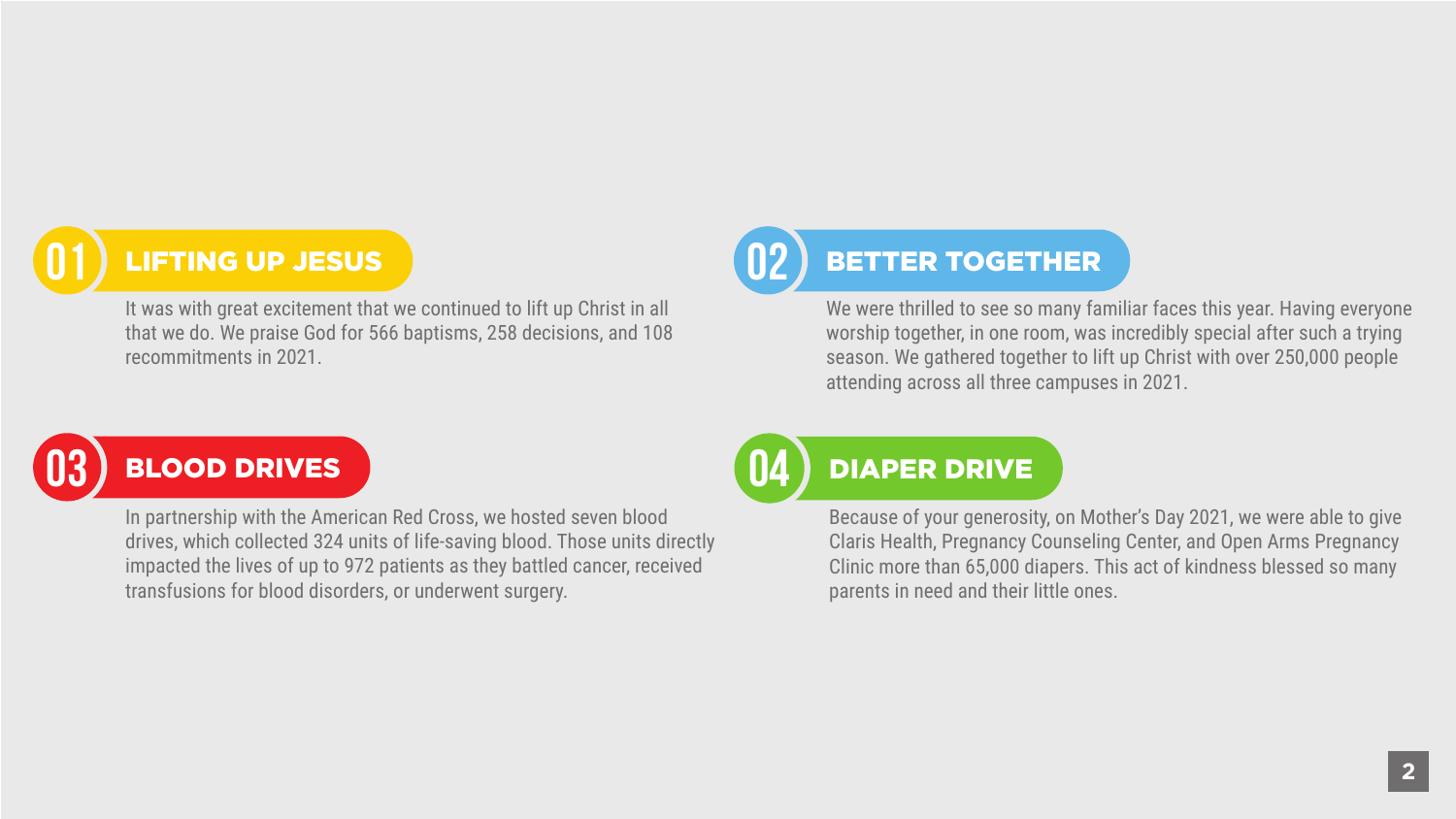## 01 LIFTING UP JESUS

It was with great excitement that we continued to lift up Christ in all that we do. We praise God for 566 baptisms, 258 decisions, and 108 recommitments in 2021.

## 02 BETTER TOGETHER

We were thrilled to see so many familiar faces this year. Having everyone worship together, in one room, was incredibly special after such a trying season. We gathered together to lift up Christ with over 250,000 people attending across all three campuses in 2021.

## 03 BLOOD DRIVES

In partnership with the American Red Cross, we hosted seven blood drives, which collected 324 units of life-saving blood. Those units directly impacted the lives of up to 972 patients as they battled cancer, received transfusions for blood disorders, or underwent surgery.

## 04 DIAPER DRIVE

Because of your generosity, on Mother's Day 2021, we were able to give Claris Health, Pregnancy Counseling Center, and Open Arms Pregnancy Clinic more than 65,000 diapers. This act of kindness blessed so many parents in need and their little ones.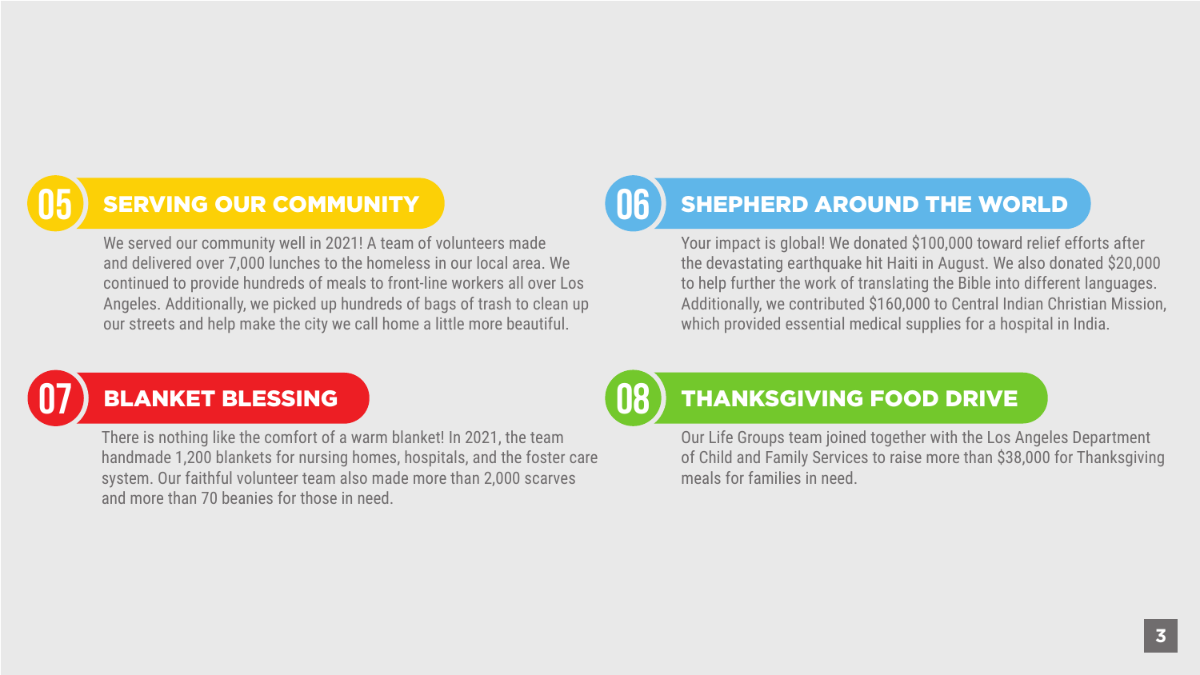## 05 SERVING OUR COMMUNITY

We served our community well in 2021! A team of volunteers made and delivered over 7,000 lunches to the homeless in our local area. We continued to provide hundreds of meals to front-line workers all over Los Angeles. Additionally, we picked up hundreds of bags of trash to clean up our streets and help make the city we call home a little more beautiful.

## 06 SHEPHERD AROUND THE WORLD

Your impact is global! We donated $100,000 toward relief efforts after the devastating earthquake hit Haiti in August. We also donated $20,000 to help further the work of translating the Bible into different languages. Additionally, we contributed $160,000 to Central Indian Christian Mission, which provided essential medical supplies for a hospital in India.

## 07 BLANKET BLESSING

There is nothing like the comfort of a warm blanket! In 2021, the team handmade 1,200 blankets for nursing homes, hospitals, and the foster care system. Our faithful volunteer team also made more than 2,000 scarves and more than 70 beanies for those in need.

## 08 THANKSGIVING FOOD DRIVE

Our Life Groups team joined together with the Los Angeles Department of Child and Family Services to raise more than $38,000 for Thanksgiving meals for families in need.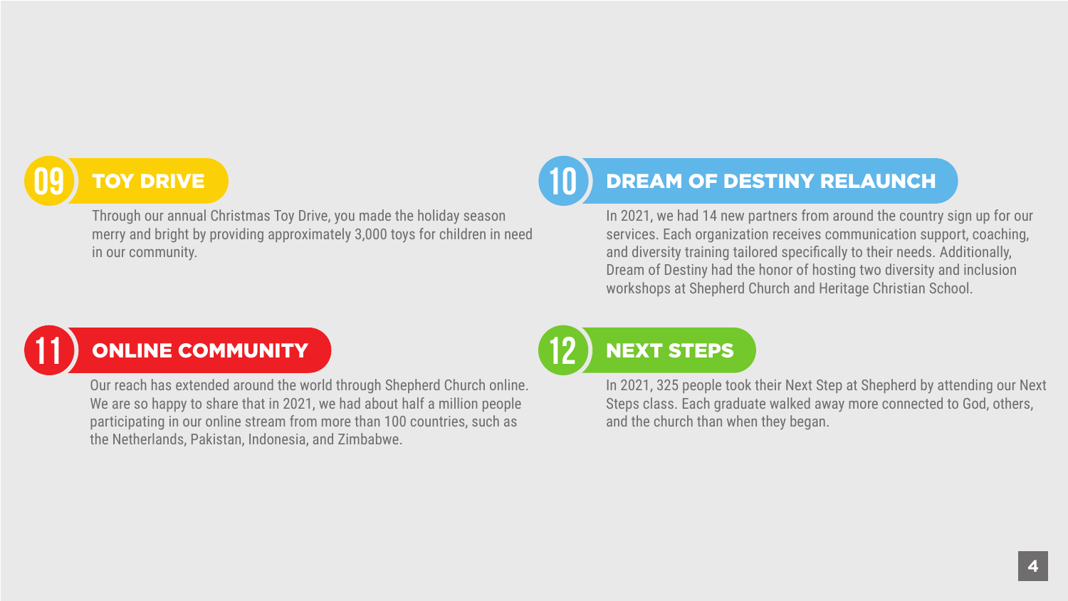## 09 TOY DRIVE

Through our annual Christmas Toy Drive, you made the holiday season merry and bright by providing approximately 3,000 toys for children in need in our community.

## 10 DREAM OF DESTINY RELAUNCH

In 2021, we had 14 new partners from around the country sign up for our services. Each organization receives communication support, coaching, and diversity training tailored specifically to their needs. Additionally, Dream of Destiny had the honor of hosting two diversity and inclusion workshops at Shepherd Church and Heritage Christian School.

## 11 ONLINE COMMUNITY

Our reach has extended around the world through Shepherd Church online. We are so happy to share that in 2021, we had about half a million people participating in our online stream from more than 100 countries, such as the Netherlands, Pakistan, Indonesia, and Zimbabwe.

## 12 NEXT STEPS

In 2021, 325 people took their Next Step at Shepherd by attending our Next Steps class. Each graduate walked away more connected to God, others, and the church than when they began.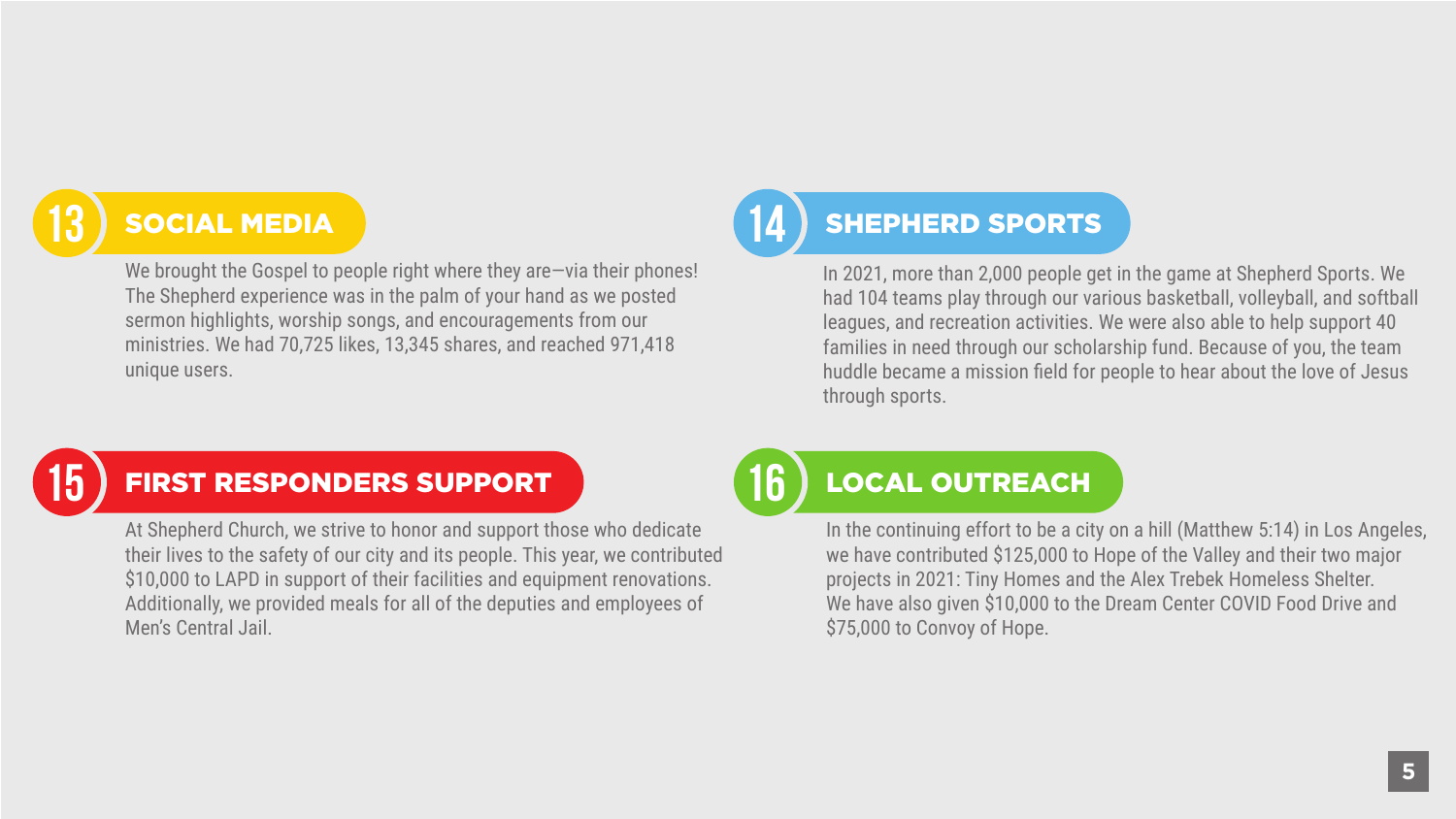## 13 SOCIAL MEDIA

We brought the Gospel to people right where they are—via their phones! The Shepherd experience was in the palm of your hand as we posted sermon highlights, worship songs, and encouragements from our ministries. We had 70,725 likes, 13,345 shares, and reached 971,418 unique users.

## 14 SHEPHERD SPORTS

In 2021, more than 2,000 people get in the game at Shepherd Sports. We had 104 teams play through our various basketball, volleyball, and softball leagues, and recreation activities. We were also able to help support 40 families in need through our scholarship fund. Because of you, the team huddle became a mission field for people to hear about the love of Jesus through sports.

## 15 FIRST RESPONDERS SUPPORT

At Shepherd Church, we strive to honor and support those who dedicate their lives to the safety of our city and its people. This year, we contributed $10,000 to LAPD in support of their facilities and equipment renovations. Additionally, we provided meals for all of the deputies and employees of Men's Central Jail.

## 16 LOCAL OUTREACH

In the continuing effort to be a city on a hill (Matthew 5:14) in Los Angeles, we have contributed $125,000 to Hope of the Valley and their two major projects in 2021: Tiny Homes and the Alex Trebek Homeless Shelter. We have also given $10,000 to the Dream Center COVID Food Drive and $75,000 to Convoy of Hope.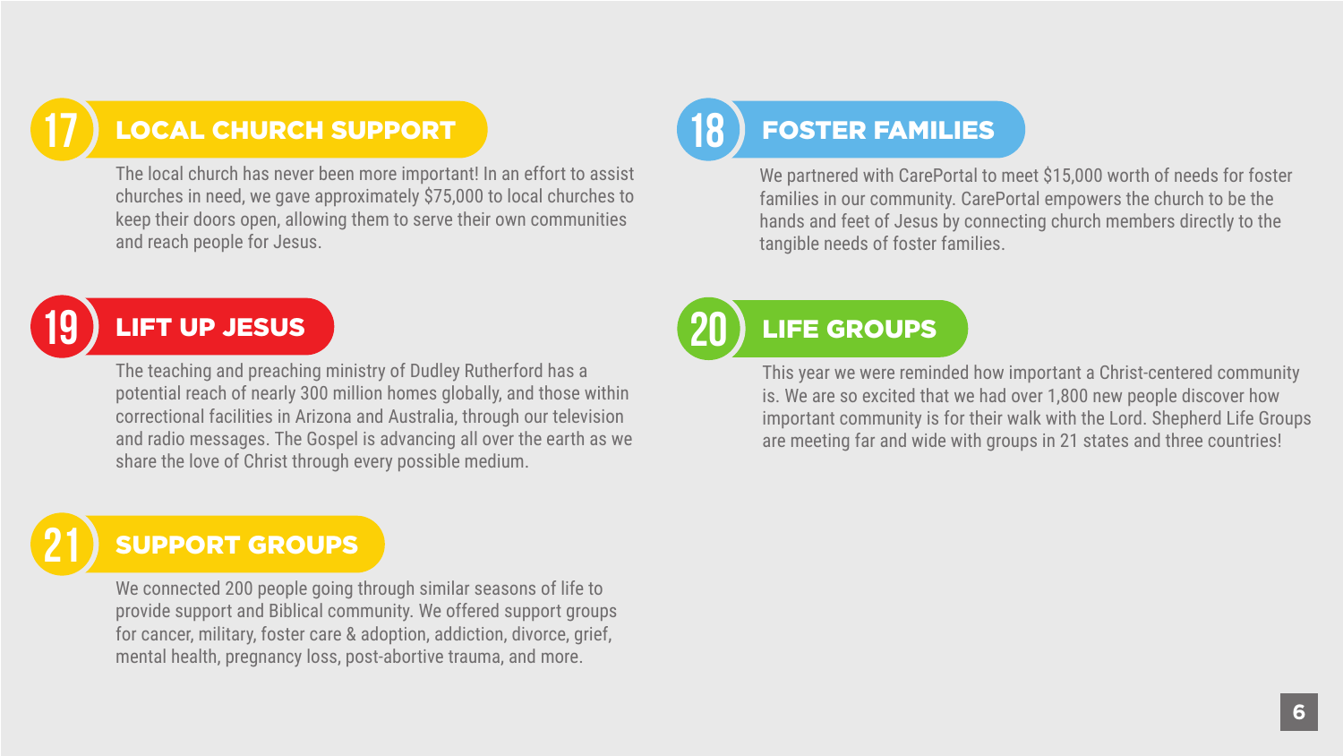## 17 LOCAL CHURCH SUPPORT

The local church has never been more important! In an effort to assist churches in need, we gave approximately $75,000 to local churches to keep their doors open, allowing them to serve their own communities and reach people for Jesus.

## 18 FOSTER FAMILIES

We partnered with CarePortal to meet $15,000 worth of needs for foster families in our community. CarePortal empowers the church to be the hands and feet of Jesus by connecting church members directly to the tangible needs of foster families.

## 19 LIFT UP JESUS

The teaching and preaching ministry of Dudley Rutherford has a potential reach of nearly 300 million homes globally, and those within correctional facilities in Arizona and Australia, through our television and radio messages. The Gospel is advancing all over the earth as we share the love of Christ through every possible medium.

## 20 LIFE GROUPS

This year we were reminded how important a Christ-centered community is. We are so excited that we had over 1,800 new people discover how important community is for their walk with the Lord. Shepherd Life Groups are meeting far and wide with groups in 21 states and three countries!

## 21 SUPPORT GROUPS

We connected 200 people going through similar seasons of life to provide support and Biblical community. We offered support groups for cancer, military, foster care & adoption, addiction, divorce, grief, mental health, pregnancy loss, post-abortive trauma, and more.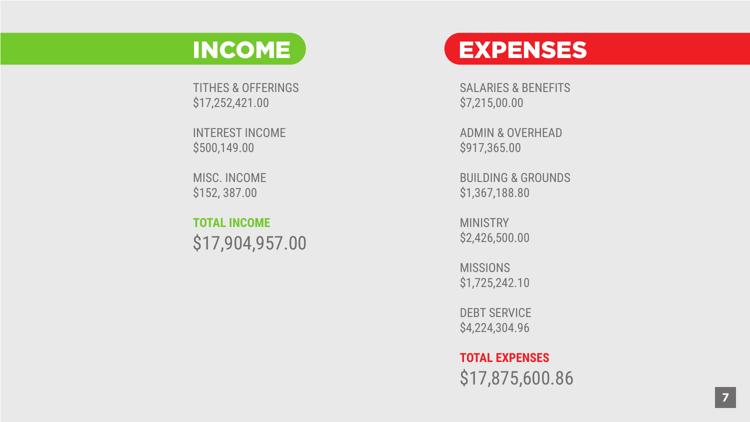## INCOME

TITHES & OFFERINGS
$17,252,421.00

INTEREST INCOME
$500,149.00

MISC. INCOME
$152, 387.00

**TOTAL INCOME**
$17,904,957.00

## EXPENSES

SALARIES & BENEFITS
$7,215,00.00

ADMIN & OVERHEAD
$917,365.00

BUILDING & GROUNDS
$1,367,188.80

MINISTRY
$2,426,500.00

MISSIONS
$1,725,242.10

DEBT SERVICE
$4,224,304.96

**TOTAL EXPENSES**
$17,875,600.86